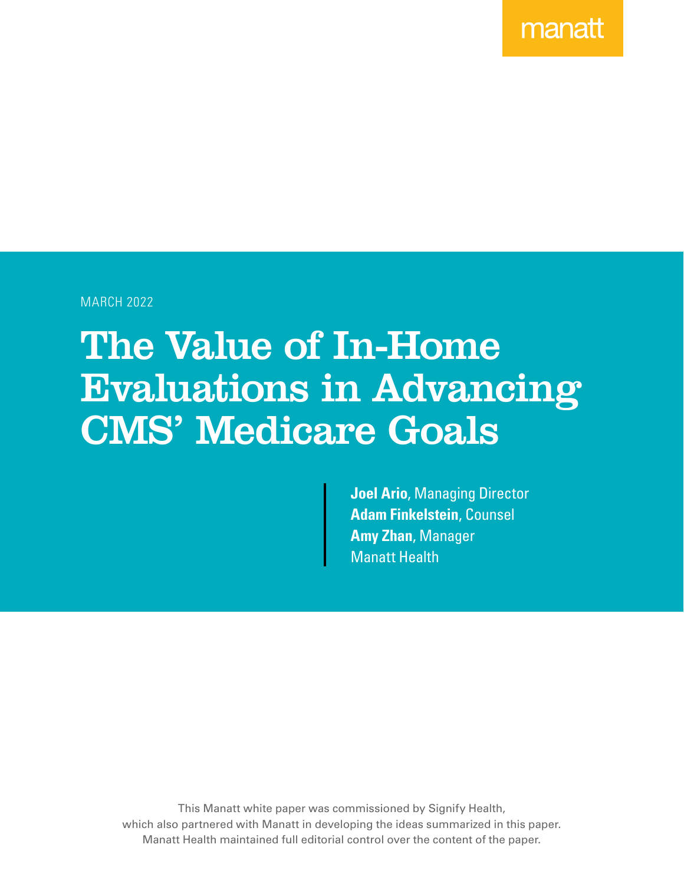manatt

MARCH 2022

# The Value of In-Home Evaluations in Advancing CMS' Medicare Goals

**Joel Ario**, Managing Director
**Adam Finkelstein**, Counsel
**Amy Zhan**, Manager
Manatt Health

This Manatt white paper was commissioned by Signify Health, which also partnered with Manatt in developing the ideas summarized in this paper. Manatt Health maintained full editorial control over the content of the paper.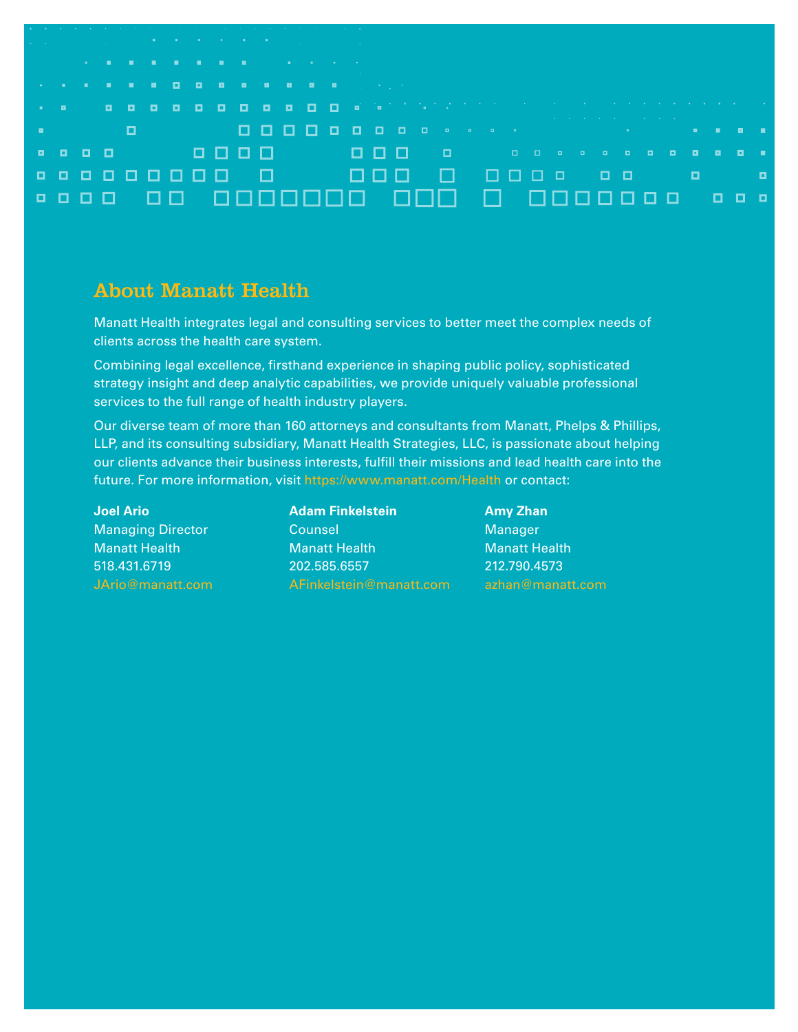## About Manatt Health

Manatt Health integrates legal and consulting services to better meet the complex needs of clients across the health care system.

Combining legal excellence, firsthand experience in shaping public policy, sophisticated strategy insight and deep analytic capabilities, we provide uniquely valuable professional services to the full range of health industry players.

Our diverse team of more than 160 attorneys and consultants from Manatt, Phelps & Phillips, LLP, and its consulting subsidiary, Manatt Health Strategies, LLC, is passionate about helping our clients advance their business interests, fulfill their missions and lead health care into the future. For more information, visit https://www.manatt.com/Health or contact:

**Joel Ario**
Managing Director
Manatt Health
518.431.6719
JArio@manatt.com

**Adam Finkelstein**
Counsel
Manatt Health
202.585.6557
AFinkelstein@manatt.com

**Amy Zhan**
Manager
Manatt Health
212.790.4573
azhan@manatt.com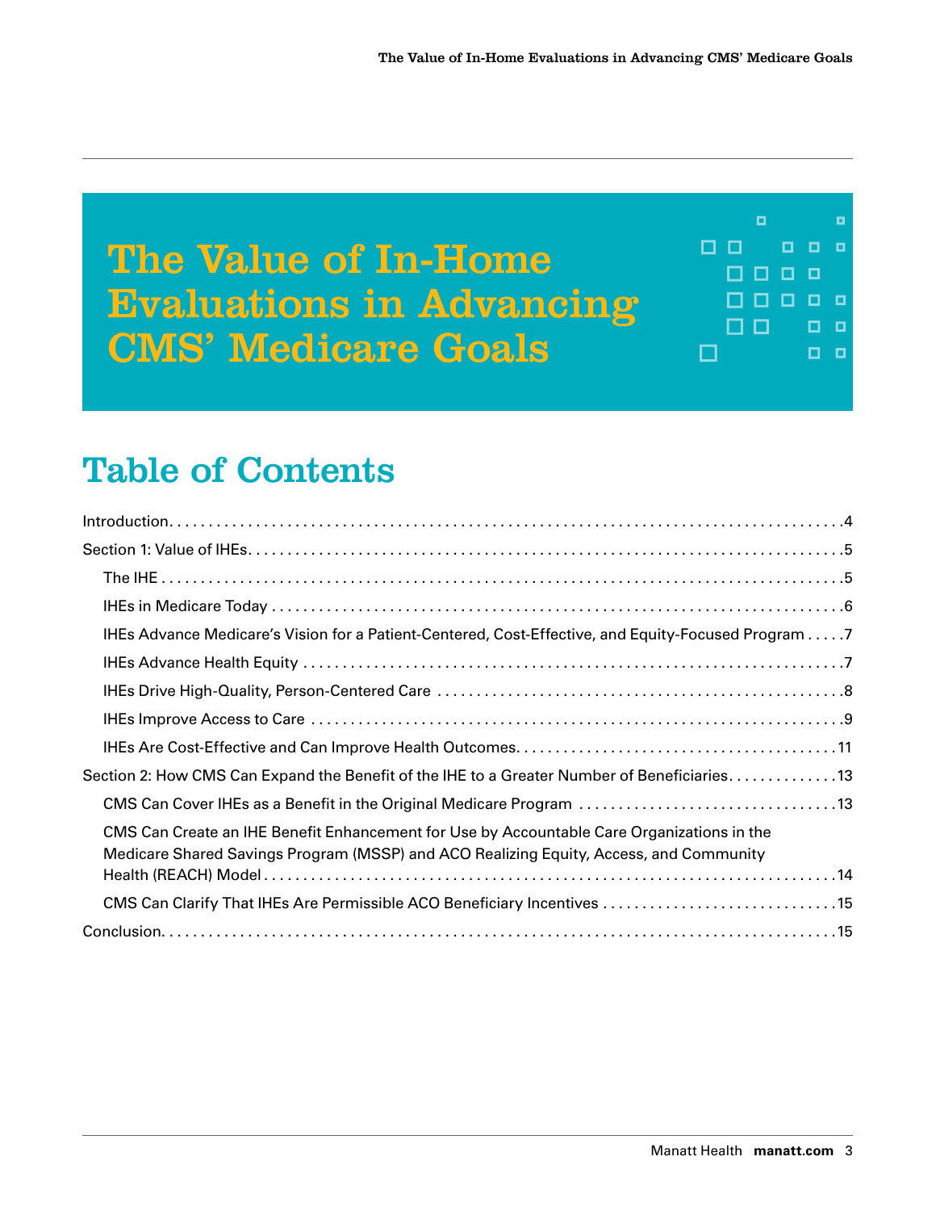# The Value of In-Home Evaluations in Advancing CMS' Medicare Goals

## Table of Contents

Introduction . . . . . 4

Section 1: Value of IHEs . . . . . 5

- The IHE . . . . . 5
- IHEs in Medicare Today . . . . . 6
- IHEs Advance Medicare's Vision for a Patient-Centered, Cost-Effective, and Equity-Focused Program . . . . . 7
- IHEs Advance Health Equity . . . . . 7
- IHEs Drive High-Quality, Person-Centered Care . . . . . 8
- IHEs Improve Access to Care . . . . . 9
- IHEs Are Cost-Effective and Can Improve Health Outcomes . . . . . 11

Section 2: How CMS Can Expand the Benefit of the IHE to a Greater Number of Beneficiaries . . . . . 13

- CMS Can Cover IHEs as a Benefit in the Original Medicare Program . . . . . 13
- CMS Can Create an IHE Benefit Enhancement for Use by Accountable Care Organizations in the Medicare Shared Savings Program (MSSP) and ACO Realizing Equity, Access, and Community Health (REACH) Model . . . . . 14
- CMS Can Clarify That IHEs Are Permissible ACO Beneficiary Incentives . . . . . 15

Conclusion . . . . . 15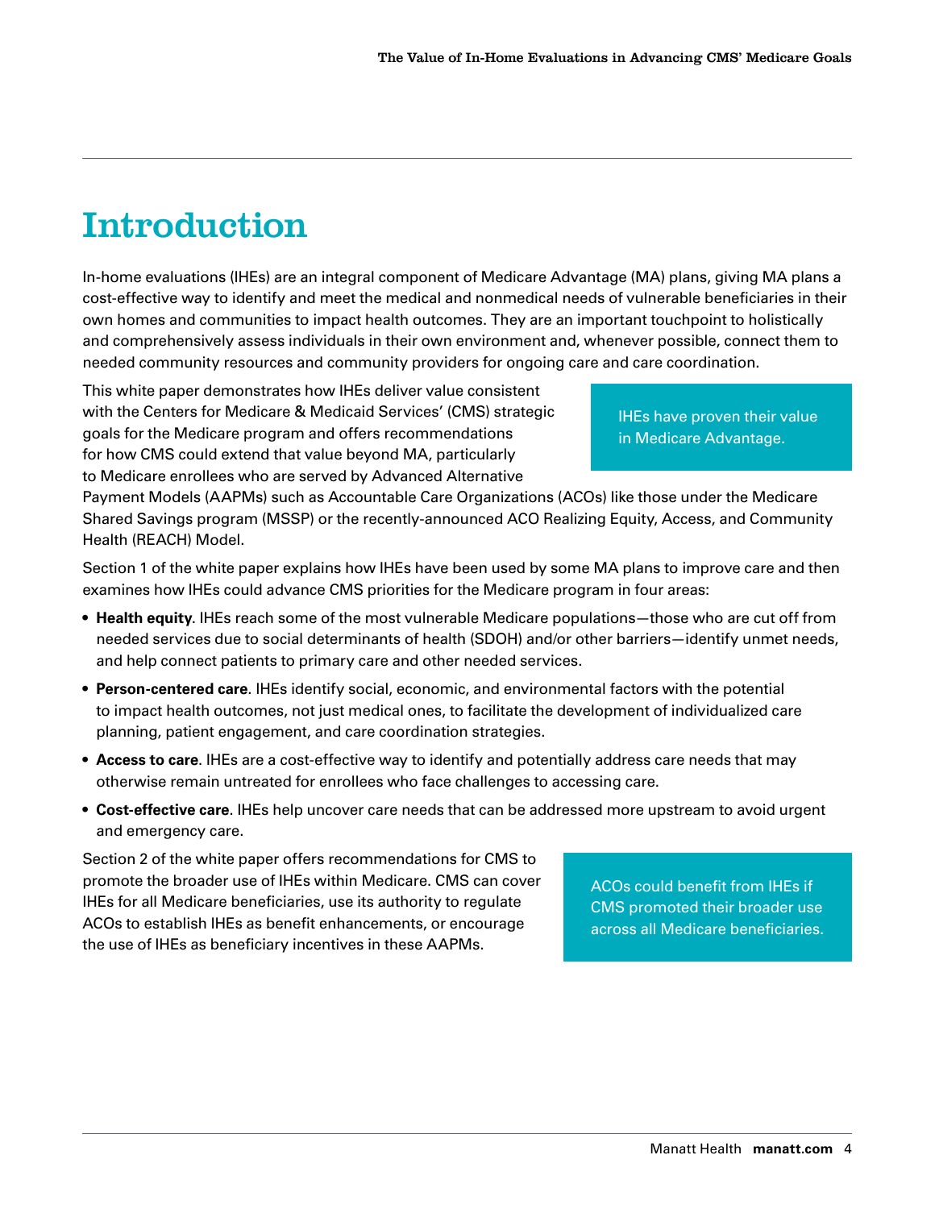# Introduction

In-home evaluations (IHEs) are an integral component of Medicare Advantage (MA) plans, giving MA plans a cost-effective way to identify and meet the medical and nonmedical needs of vulnerable beneficiaries in their own homes and communities to impact health outcomes. They are an important touchpoint to holistically and comprehensively assess individuals in their own environment and, whenever possible, connect them to needed community resources and community providers for ongoing care and care coordination.

This white paper demonstrates how IHEs deliver value consistent with the Centers for Medicare & Medicaid Services' (CMS) strategic goals for the Medicare program and offers recommendations for how CMS could extend that value beyond MA, particularly to Medicare enrollees who are served by Advanced Alternative Payment Models (AAPMs) such as Accountable Care Organizations (ACOs) like those under the Medicare Shared Savings program (MSSP) or the recently-announced ACO Realizing Equity, Access, and Community Health (REACH) Model.

> IHEs have proven their value in Medicare Advantage.

Section 1 of the white paper explains how IHEs have been used by some MA plans to improve care and then examines how IHEs could advance CMS priorities for the Medicare program in four areas:

- **Health equity**. IHEs reach some of the most vulnerable Medicare populations—those who are cut off from needed services due to social determinants of health (SDOH) and/or other barriers—identify unmet needs, and help connect patients to primary care and other needed services.
- **Person-centered care**. IHEs identify social, economic, and environmental factors with the potential to impact health outcomes, not just medical ones, to facilitate the development of individualized care planning, patient engagement, and care coordination strategies.
- **Access to care**. IHEs are a cost-effective way to identify and potentially address care needs that may otherwise remain untreated for enrollees who face challenges to accessing care.
- **Cost-effective care**. IHEs help uncover care needs that can be addressed more upstream to avoid urgent and emergency care.

Section 2 of the white paper offers recommendations for CMS to promote the broader use of IHEs within Medicare. CMS can cover IHEs for all Medicare beneficiaries, use its authority to regulate ACOs to establish IHEs as benefit enhancements, or encourage the use of IHEs as beneficiary incentives in these AAPMs.

> ACOs could benefit from IHEs if CMS promoted their broader use across all Medicare beneficiaries.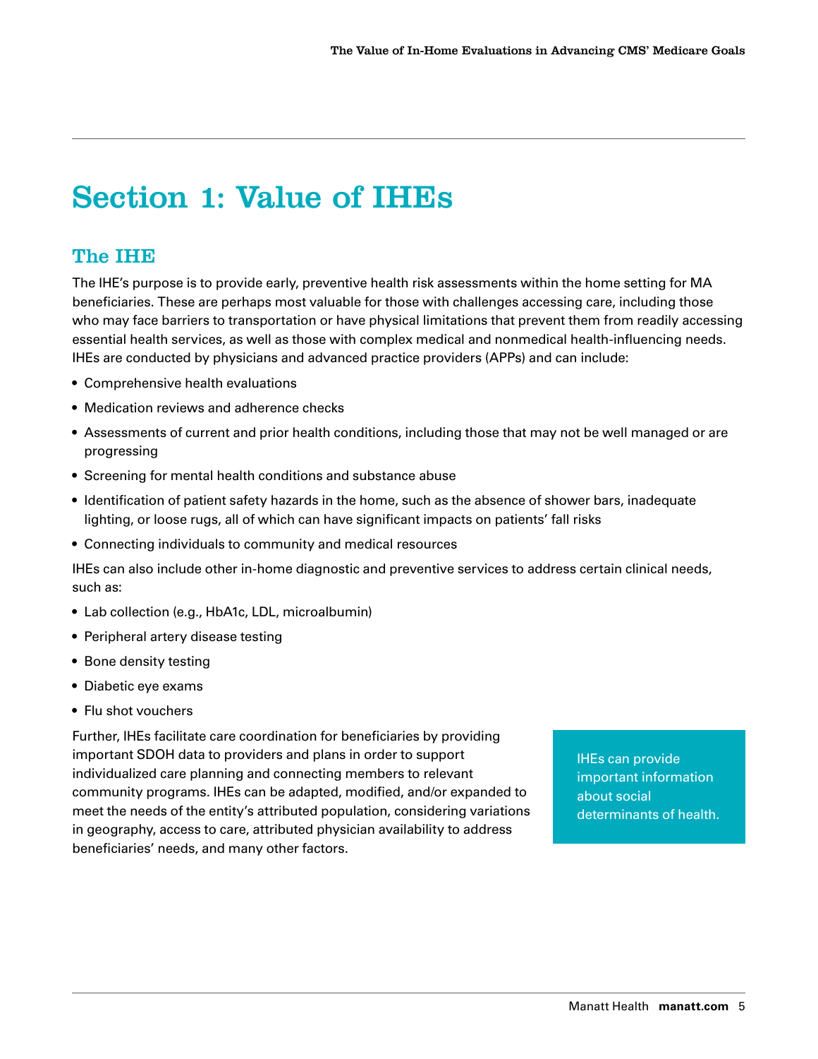# Section 1: Value of IHEs

## The IHE

The IHE's purpose is to provide early, preventive health risk assessments within the home setting for MA beneficiaries. These are perhaps most valuable for those with challenges accessing care, including those who may face barriers to transportation or have physical limitations that prevent them from readily accessing essential health services, as well as those with complex medical and nonmedical health-influencing needs. IHEs are conducted by physicians and advanced practice providers (APPs) and can include:

- Comprehensive health evaluations
- Medication reviews and adherence checks
- Assessments of current and prior health conditions, including those that may not be well managed or are progressing
- Screening for mental health conditions and substance abuse
- Identification of patient safety hazards in the home, such as the absence of shower bars, inadequate lighting, or loose rugs, all of which can have significant impacts on patients' fall risks
- Connecting individuals to community and medical resources

IHEs can also include other in-home diagnostic and preventive services to address certain clinical needs, such as:

- Lab collection (e.g., HbA1c, LDL, microalbumin)
- Peripheral artery disease testing
- Bone density testing
- Diabetic eye exams
- Flu shot vouchers

Further, IHEs facilitate care coordination for beneficiaries by providing important SDOH data to providers and plans in order to support individualized care planning and connecting members to relevant community programs. IHEs can be adapted, modified, and/or expanded to meet the needs of the entity's attributed population, considering variations in geography, access to care, attributed physician availability to address beneficiaries' needs, and many other factors.

IHEs can provide important information about social determinants of health.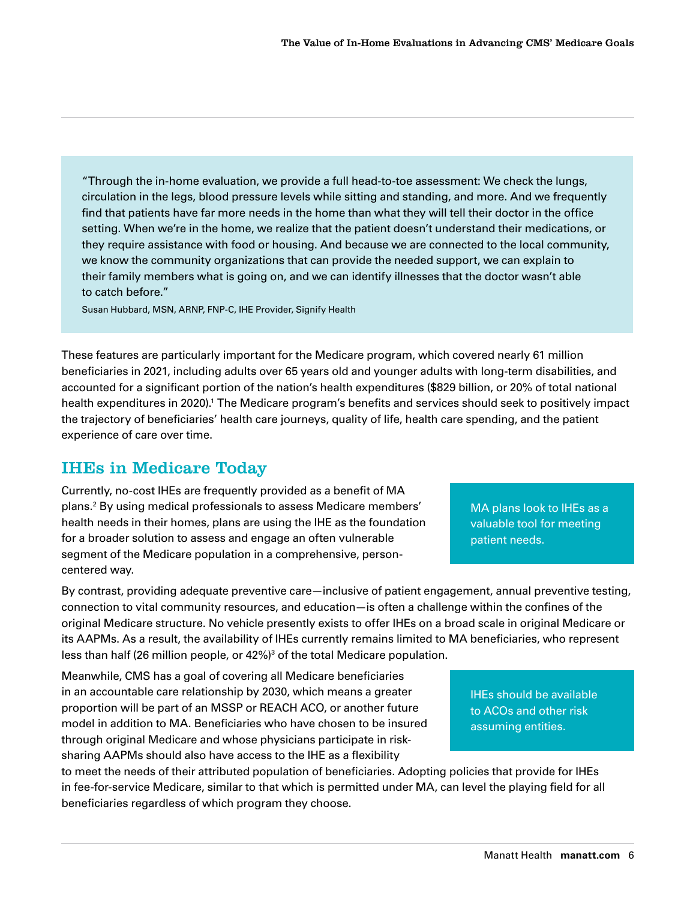> "Through the in-home evaluation, we provide a full head-to-toe assessment: We check the lungs, circulation in the legs, blood pressure levels while sitting and standing, and more. And we frequently find that patients have far more needs in the home than what they will tell their doctor in the office setting. When we're in the home, we realize that the patient doesn't understand their medications, or they require assistance with food or housing. And because we are connected to the local community, we know the community organizations that can provide the needed support, we can explain to their family members what is going on, and we can identify illnesses that the doctor wasn't able to catch before."
>
> Susan Hubbard, MSN, ARNP, FNP-C, IHE Provider, Signify Health

These features are particularly important for the Medicare program, which covered nearly 61 million beneficiaries in 2021, including adults over 65 years old and younger adults with long-term disabilities, and accounted for a significant portion of the nation's health expenditures ($829 billion, or 20% of total national health expenditures in 2020).[1] The Medicare program's benefits and services should seek to positively impact the trajectory of beneficiaries' health care journeys, quality of life, health care spending, and the patient experience of care over time.

## IHEs in Medicare Today

Currently, no-cost IHEs are frequently provided as a benefit of MA plans.[2] By using medical professionals to assess Medicare members' health needs in their homes, plans are using the IHE as the foundation for a broader solution to assess and engage an often vulnerable segment of the Medicare population in a comprehensive, person-centered way.

> MA plans look to IHEs as a valuable tool for meeting patient needs.

By contrast, providing adequate preventive care—inclusive of patient engagement, annual preventive testing, connection to vital community resources, and education—is often a challenge within the confines of the original Medicare structure. No vehicle presently exists to offer IHEs on a broad scale in original Medicare or its AAPMs. As a result, the availability of IHEs currently remains limited to MA beneficiaries, who represent less than half (26 million people, or 42%)[3] of the total Medicare population.

Meanwhile, CMS has a goal of covering all Medicare beneficiaries in an accountable care relationship by 2030, which means a greater proportion will be part of an MSSP or REACH ACO, or another future model in addition to MA. Beneficiaries who have chosen to be insured through original Medicare and whose physicians participate in risk-sharing AAPMs should also have access to the IHE as a flexibility to meet the needs of their attributed population of beneficiaries. Adopting policies that provide for IHEs in fee-for-service Medicare, similar to that which is permitted under MA, can level the playing field for all beneficiaries regardless of which program they choose.

> IHEs should be available to ACOs and other risk assuming entities.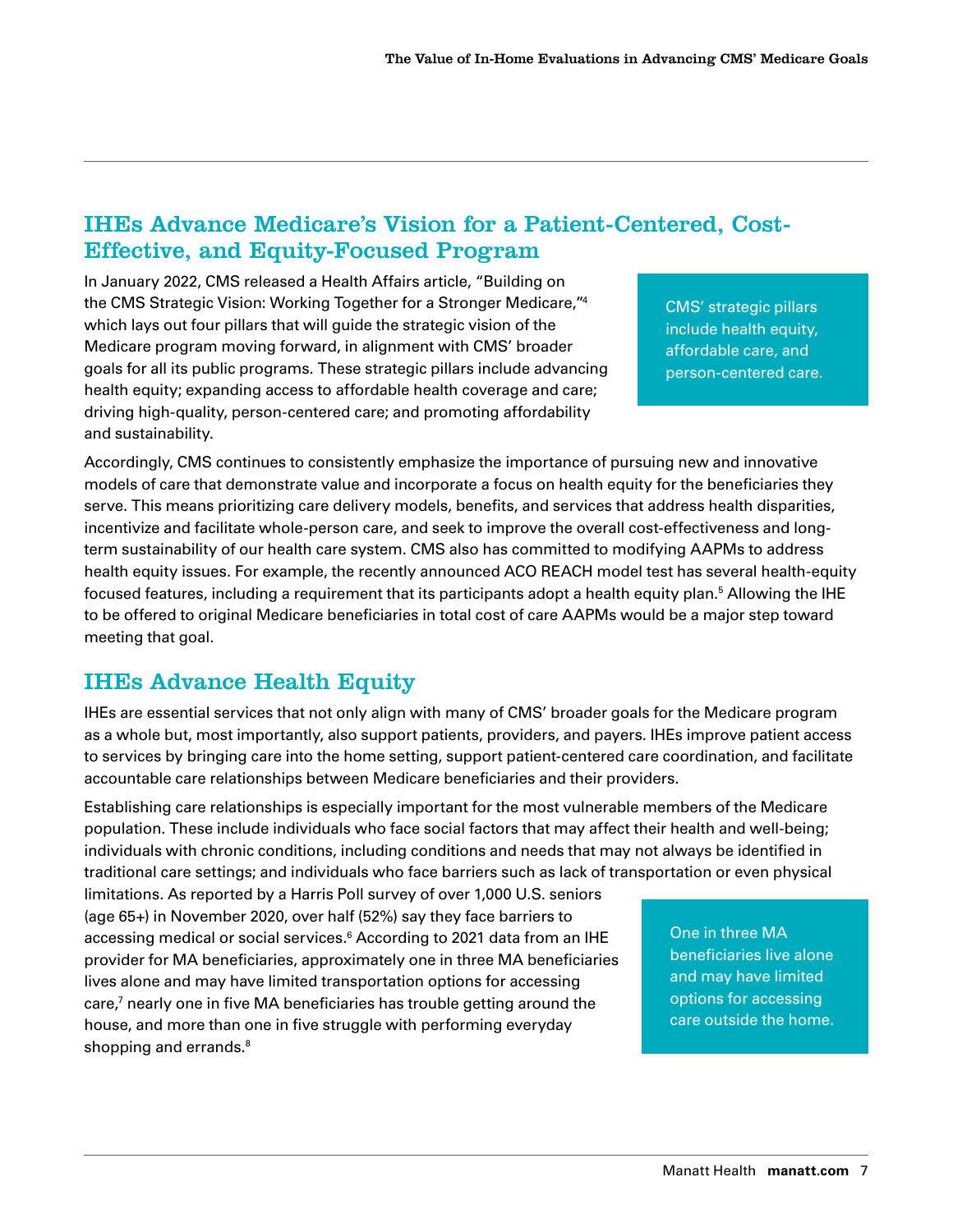## IHEs Advance Medicare's Vision for a Patient-Centered, Cost-Effective, and Equity-Focused Program

In January 2022, CMS released a Health Affairs article, "Building on the CMS Strategic Vision: Working Together for a Stronger Medicare,"[4] which lays out four pillars that will guide the strategic vision of the Medicare program moving forward, in alignment with CMS' broader goals for all its public programs. These strategic pillars include advancing health equity; expanding access to affordable health coverage and care; driving high-quality, person-centered care; and promoting affordability and sustainability.

> CMS' strategic pillars include health equity, affordable care, and person-centered care.

Accordingly, CMS continues to consistently emphasize the importance of pursuing new and innovative models of care that demonstrate value and incorporate a focus on health equity for the beneficiaries they serve. This means prioritizing care delivery models, benefits, and services that address health disparities, incentivize and facilitate whole-person care, and seek to improve the overall cost-effectiveness and long-term sustainability of our health care system. CMS also has committed to modifying AAPMs to address health equity issues. For example, the recently announced ACO REACH model test has several health-equity focused features, including a requirement that its participants adopt a health equity plan.[5] Allowing the IHE to be offered to original Medicare beneficiaries in total cost of care AAPMs would be a major step toward meeting that goal.

## IHEs Advance Health Equity

IHEs are essential services that not only align with many of CMS' broader goals for the Medicare program as a whole but, most importantly, also support patients, providers, and payers. IHEs improve patient access to services by bringing care into the home setting, support patient-centered care coordination, and facilitate accountable care relationships between Medicare beneficiaries and their providers.

Establishing care relationships is especially important for the most vulnerable members of the Medicare population. These include individuals who face social factors that may affect their health and well-being; individuals with chronic conditions, including conditions and needs that may not always be identified in traditional care settings; and individuals who face barriers such as lack of transportation or even physical limitations. As reported by a Harris Poll survey of over 1,000 U.S. seniors (age 65+) in November 2020, over half (52%) say they face barriers to accessing medical or social services.[6] According to 2021 data from an IHE provider for MA beneficiaries, approximately one in three MA beneficiaries lives alone and may have limited transportation options for accessing care,[7] nearly one in five MA beneficiaries has trouble getting around the house, and more than one in five struggle with performing everyday shopping and errands.[8]

> One in three MA beneficiaries live alone and may have limited options for accessing care outside the home.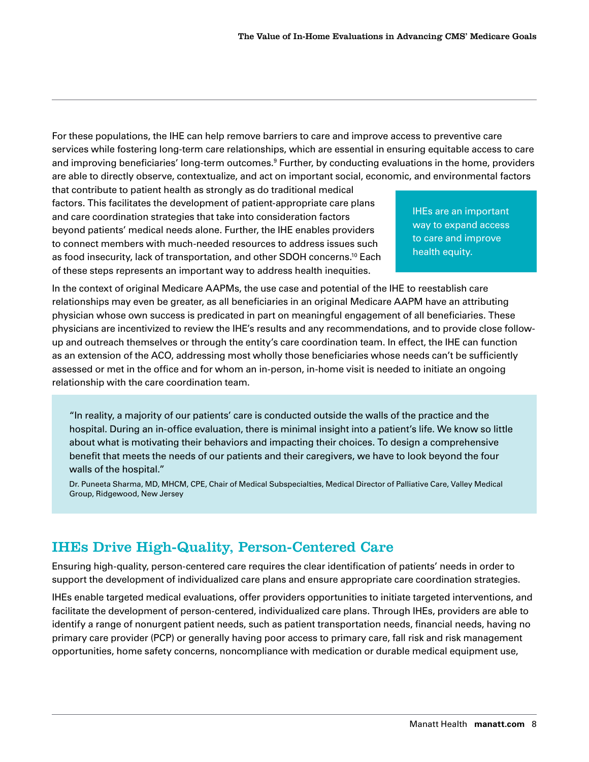For these populations, the IHE can help remove barriers to care and improve access to preventive care services while fostering long-term care relationships, which are essential in ensuring equitable access to care and improving beneficiaries' long-term outcomes.[9] Further, by conducting evaluations in the home, providers are able to directly observe, contextualize, and act on important social, economic, and environmental factors that contribute to patient health as strongly as do traditional medical factors. This facilitates the development of patient-appropriate care plans and care coordination strategies that take into consideration factors beyond patients' medical needs alone. Further, the IHE enables providers to connect members with much-needed resources to address issues such as food insecurity, lack of transportation, and other SDOH concerns.[10] Each of these steps represents an important way to address health inequities.

> IHEs are an important way to expand access to care and improve health equity.

In the context of original Medicare AAPMs, the use case and potential of the IHE to reestablish care relationships may even be greater, as all beneficiaries in an original Medicare AAPM have an attributing physician whose own success is predicated in part on meaningful engagement of all beneficiaries. These physicians are incentivized to review the IHE's results and any recommendations, and to provide close follow-up and outreach themselves or through the entity's care coordination team. In effect, the IHE can function as an extension of the ACO, addressing most wholly those beneficiaries whose needs can't be sufficiently assessed or met in the office and for whom an in-person, in-home visit is needed to initiate an ongoing relationship with the care coordination team.

> "In reality, a majority of our patients' care is conducted outside the walls of the practice and the hospital. During an in-office evaluation, there is minimal insight into a patient's life. We know so little about what is motivating their behaviors and impacting their choices. To design a comprehensive benefit that meets the needs of our patients and their caregivers, we have to look beyond the four walls of the hospital."
>
> Dr. Puneeta Sharma, MD, MHCM, CPE, Chair of Medical Subspecialties, Medical Director of Palliative Care, Valley Medical Group, Ridgewood, New Jersey

## IHEs Drive High-Quality, Person-Centered Care

Ensuring high-quality, person-centered care requires the clear identification of patients' needs in order to support the development of individualized care plans and ensure appropriate care coordination strategies.

IHEs enable targeted medical evaluations, offer providers opportunities to initiate targeted interventions, and facilitate the development of person-centered, individualized care plans. Through IHEs, providers are able to identify a range of nonurgent patient needs, such as patient transportation needs, financial needs, having no primary care provider (PCP) or generally having poor access to primary care, fall risk and risk management opportunities, home safety concerns, noncompliance with medication or durable medical equipment use,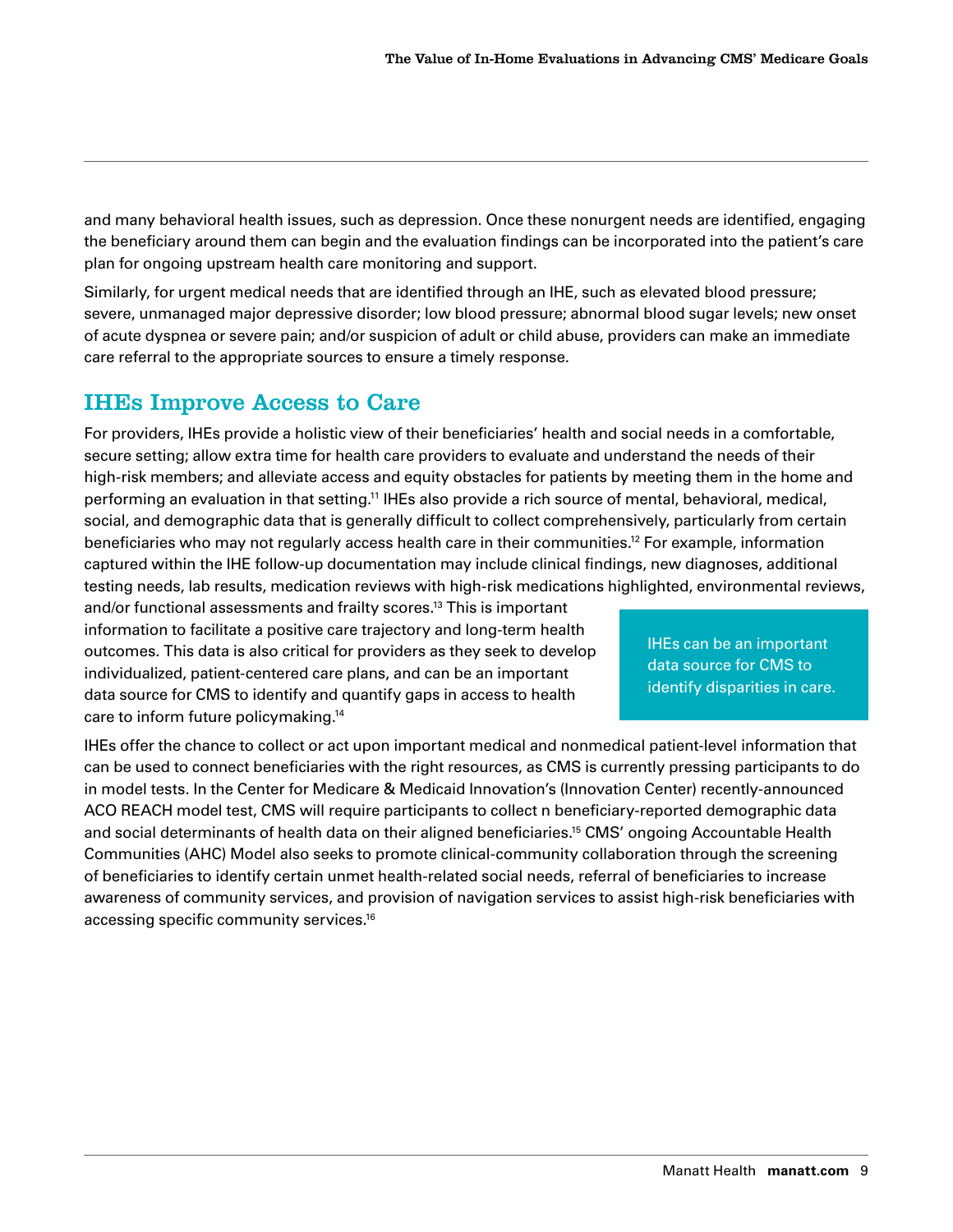and many behavioral health issues, such as depression. Once these nonurgent needs are identified, engaging the beneficiary around them can begin and the evaluation findings can be incorporated into the patient's care plan for ongoing upstream health care monitoring and support.

Similarly, for urgent medical needs that are identified through an IHE, such as elevated blood pressure; severe, unmanaged major depressive disorder; low blood pressure; abnormal blood sugar levels; new onset of acute dyspnea or severe pain; and/or suspicion of adult or child abuse, providers can make an immediate care referral to the appropriate sources to ensure a timely response.

## IHEs Improve Access to Care

For providers, IHEs provide a holistic view of their beneficiaries' health and social needs in a comfortable, secure setting; allow extra time for health care providers to evaluate and understand the needs of their high-risk members; and alleviate access and equity obstacles for patients by meeting them in the home and performing an evaluation in that setting.[11] IHEs also provide a rich source of mental, behavioral, medical, social, and demographic data that is generally difficult to collect comprehensively, particularly from certain beneficiaries who may not regularly access health care in their communities.[12] For example, information captured within the IHE follow-up documentation may include clinical findings, new diagnoses, additional testing needs, lab results, medication reviews with high-risk medications highlighted, environmental reviews, and/or functional assessments and frailty scores.[13] This is important information to facilitate a positive care trajectory and long-term health outcomes. This data is also critical for providers as they seek to develop individualized, patient-centered care plans, and can be an important data source for CMS to identify and quantify gaps in access to health care to inform future policymaking.[14]

> IHEs can be an important data source for CMS to identify disparities in care.

IHEs offer the chance to collect or act upon important medical and nonmedical patient-level information that can be used to connect beneficiaries with the right resources, as CMS is currently pressing participants to do in model tests. In the Center for Medicare & Medicaid Innovation's (Innovation Center) recently-announced ACO REACH model test, CMS will require participants to collect n beneficiary-reported demographic data and social determinants of health data on their aligned beneficiaries.[15] CMS' ongoing Accountable Health Communities (AHC) Model also seeks to promote clinical-community collaboration through the screening of beneficiaries to identify certain unmet health-related social needs, referral of beneficiaries to increase awareness of community services, and provision of navigation services to assist high-risk beneficiaries with accessing specific community services.[16]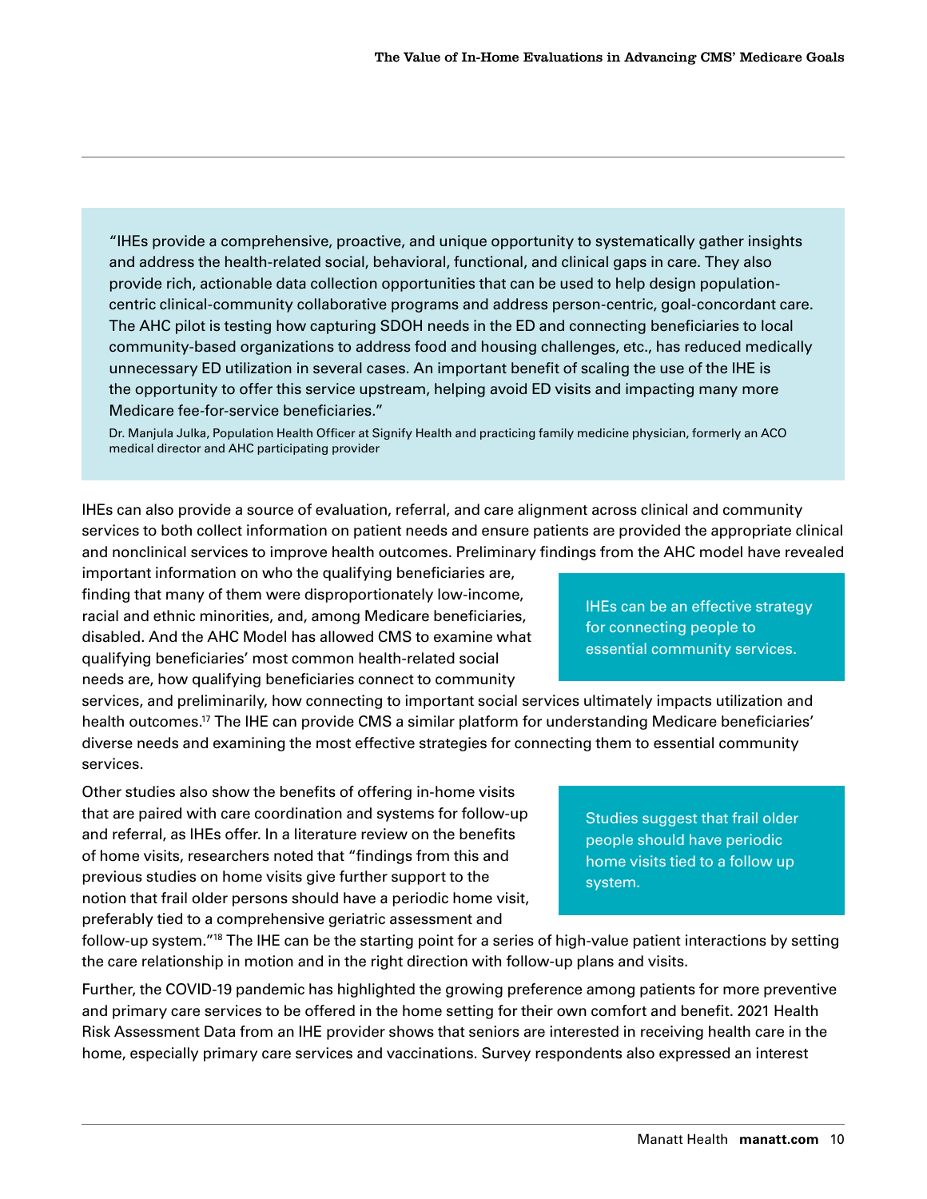> "IHEs provide a comprehensive, proactive, and unique opportunity to systematically gather insights and address the health-related social, behavioral, functional, and clinical gaps in care. They also provide rich, actionable data collection opportunities that can be used to help design population-centric clinical-community collaborative programs and address person-centric, goal-concordant care. The AHC pilot is testing how capturing SDOH needs in the ED and connecting beneficiaries to local community-based organizations to address food and housing challenges, etc., has reduced medically unnecessary ED utilization in several cases. An important benefit of scaling the use of the IHE is the opportunity to offer this service upstream, helping avoid ED visits and impacting many more Medicare fee-for-service beneficiaries."
>
> Dr. Manjula Julka, Population Health Officer at Signify Health and practicing family medicine physician, formerly an ACO medical director and AHC participating provider

IHEs can also provide a source of evaluation, referral, and care alignment across clinical and community services to both collect information on patient needs and ensure patients are provided the appropriate clinical and nonclinical services to improve health outcomes. Preliminary findings from the AHC model have revealed important information on who the qualifying beneficiaries are, finding that many of them were disproportionately low-income, racial and ethnic minorities, and, among Medicare beneficiaries, disabled. And the AHC Model has allowed CMS to examine what qualifying beneficiaries' most common health-related social needs are, how qualifying beneficiaries connect to community services, and preliminarily, how connecting to important social services ultimately impacts utilization and health outcomes.[17] The IHE can provide CMS a similar platform for understanding Medicare beneficiaries' diverse needs and examining the most effective strategies for connecting them to essential community services.

> IHEs can be an effective strategy for connecting people to essential community services.

Other studies also show the benefits of offering in-home visits that are paired with care coordination and systems for follow-up and referral, as IHEs offer. In a literature review on the benefits of home visits, researchers noted that "findings from this and previous studies on home visits give further support to the notion that frail older persons should have a periodic home visit, preferably tied to a comprehensive geriatric assessment and follow-up system."[18] The IHE can be the starting point for a series of high-value patient interactions by setting the care relationship in motion and in the right direction with follow-up plans and visits.

> Studies suggest that frail older people should have periodic home visits tied to a follow up system.

Further, the COVID-19 pandemic has highlighted the growing preference among patients for more preventive and primary care services to be offered in the home setting for their own comfort and benefit. 2021 Health Risk Assessment Data from an IHE provider shows that seniors are interested in receiving health care in the home, especially primary care services and vaccinations. Survey respondents also expressed an interest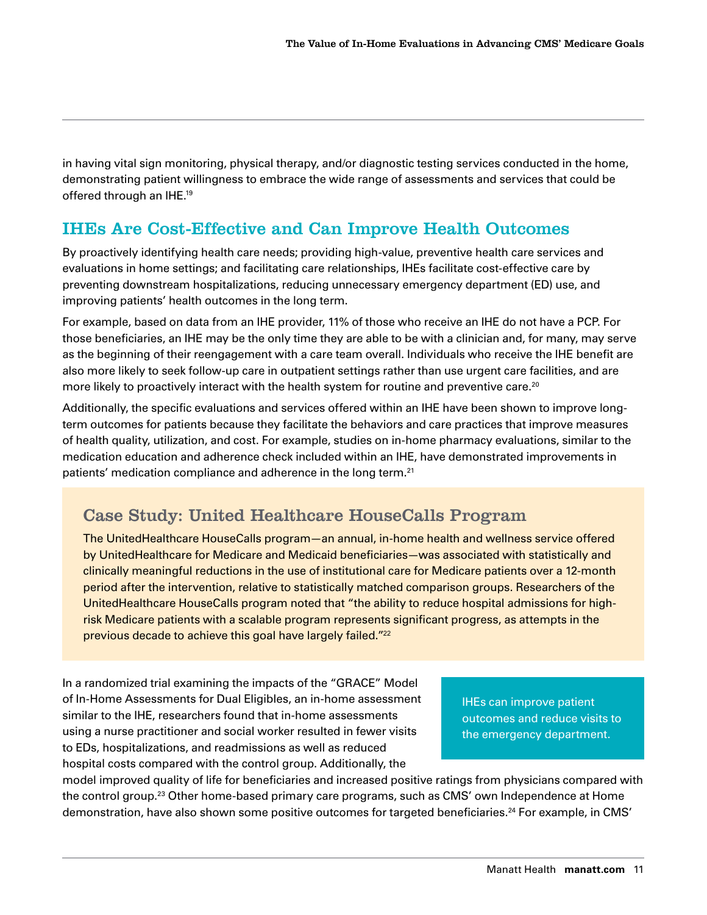in having vital sign monitoring, physical therapy, and/or diagnostic testing services conducted in the home, demonstrating patient willingness to embrace the wide range of assessments and services that could be offered through an IHE.[19]

## IHEs Are Cost-Effective and Can Improve Health Outcomes

By proactively identifying health care needs; providing high-value, preventive health care services and evaluations in home settings; and facilitating care relationships, IHEs facilitate cost-effective care by preventing downstream hospitalizations, reducing unnecessary emergency department (ED) use, and improving patients' health outcomes in the long term.

For example, based on data from an IHE provider, 11% of those who receive an IHE do not have a PCP. For those beneficiaries, an IHE may be the only time they are able to be with a clinician and, for many, may serve as the beginning of their reengagement with a care team overall. Individuals who receive the IHE benefit are also more likely to seek follow-up care in outpatient settings rather than use urgent care facilities, and are more likely to proactively interact with the health system for routine and preventive care.[20]

Additionally, the specific evaluations and services offered within an IHE have been shown to improve long-term outcomes for patients because they facilitate the behaviors and care practices that improve measures of health quality, utilization, and cost. For example, studies on in-home pharmacy evaluations, similar to the medication education and adherence check included within an IHE, have demonstrated improvements in patients' medication compliance and adherence in the long term.[21]

### Case Study: United Healthcare HouseCalls Program

The UnitedHealthcare HouseCalls program—an annual, in-home health and wellness service offered by UnitedHealthcare for Medicare and Medicaid beneficiaries—was associated with statistically and clinically meaningful reductions in the use of institutional care for Medicare patients over a 12-month period after the intervention, relative to statistically matched comparison groups. Researchers of the UnitedHealthcare HouseCalls program noted that "the ability to reduce hospital admissions for high-risk Medicare patients with a scalable program represents significant progress, as attempts in the previous decade to achieve this goal have largely failed."[22]

In a randomized trial examining the impacts of the "GRACE" Model of In-Home Assessments for Dual Eligibles, an in-home assessment similar to the IHE, researchers found that in-home assessments using a nurse practitioner and social worker resulted in fewer visits to EDs, hospitalizations, and readmissions as well as reduced hospital costs compared with the control group. Additionally, the model improved quality of life for beneficiaries and increased positive ratings from physicians compared with the control group.[23] Other home-based primary care programs, such as CMS' own Independence at Home demonstration, have also shown some positive outcomes for targeted beneficiaries.[24] For example, in CMS'

> IHEs can improve patient outcomes and reduce visits to the emergency department.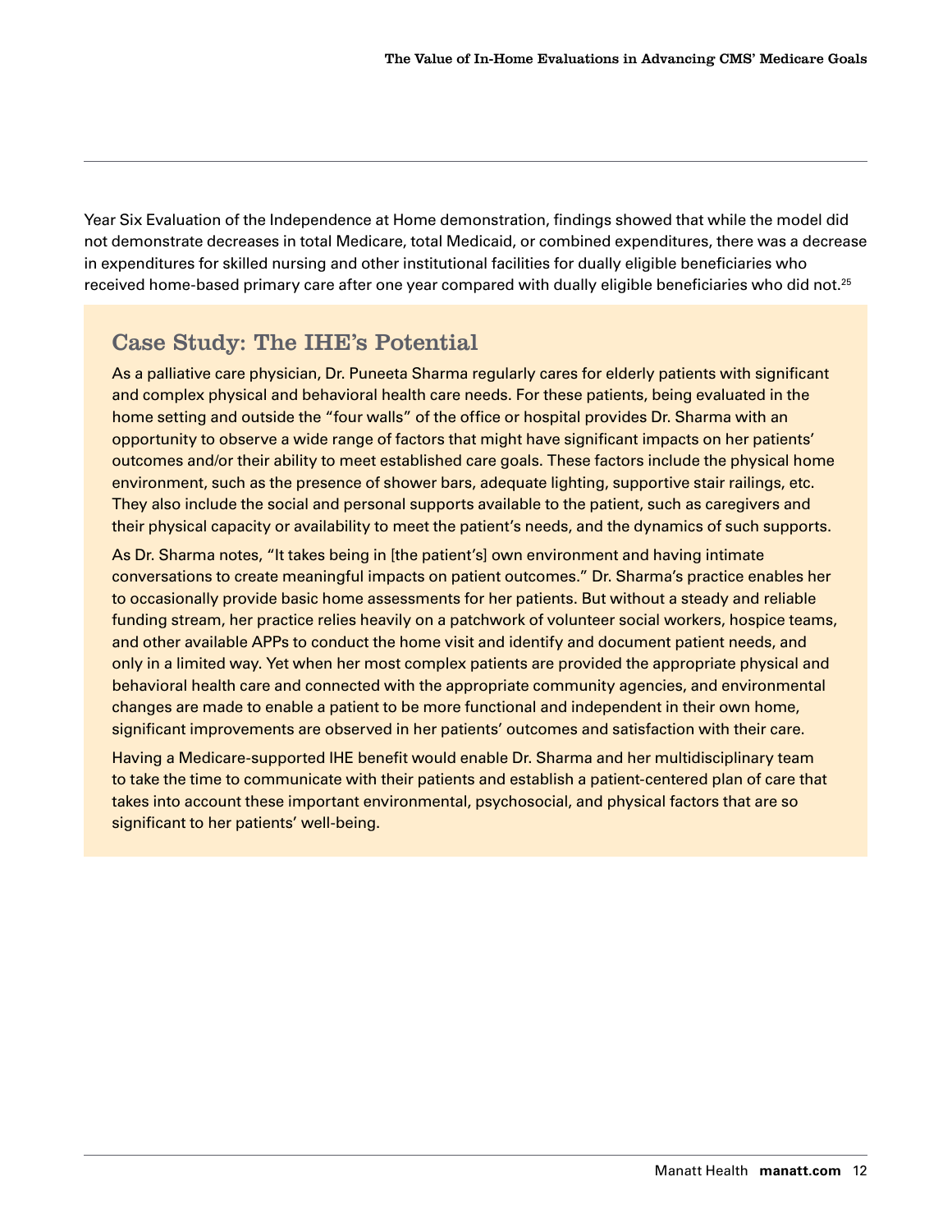Year Six Evaluation of the Independence at Home demonstration, findings showed that while the model did not demonstrate decreases in total Medicare, total Medicaid, or combined expenditures, there was a decrease in expenditures for skilled nursing and other institutional facilities for dually eligible beneficiaries who received home-based primary care after one year compared with dually eligible beneficiaries who did not.[25]

## Case Study: The IHE's Potential

As a palliative care physician, Dr. Puneeta Sharma regularly cares for elderly patients with significant and complex physical and behavioral health care needs. For these patients, being evaluated in the home setting and outside the "four walls" of the office or hospital provides Dr. Sharma with an opportunity to observe a wide range of factors that might have significant impacts on her patients' outcomes and/or their ability to meet established care goals. These factors include the physical home environment, such as the presence of shower bars, adequate lighting, supportive stair railings, etc. They also include the social and personal supports available to the patient, such as caregivers and their physical capacity or availability to meet the patient's needs, and the dynamics of such supports.

As Dr. Sharma notes, "It takes being in [the patient's] own environment and having intimate conversations to create meaningful impacts on patient outcomes." Dr. Sharma's practice enables her to occasionally provide basic home assessments for her patients. But without a steady and reliable funding stream, her practice relies heavily on a patchwork of volunteer social workers, hospice teams, and other available APPs to conduct the home visit and identify and document patient needs, and only in a limited way. Yet when her most complex patients are provided the appropriate physical and behavioral health care and connected with the appropriate community agencies, and environmental changes are made to enable a patient to be more functional and independent in their own home, significant improvements are observed in her patients' outcomes and satisfaction with their care.

Having a Medicare-supported IHE benefit would enable Dr. Sharma and her multidisciplinary team to take the time to communicate with their patients and establish a patient-centered plan of care that takes into account these important environmental, psychosocial, and physical factors that are so significant to her patients' well-being.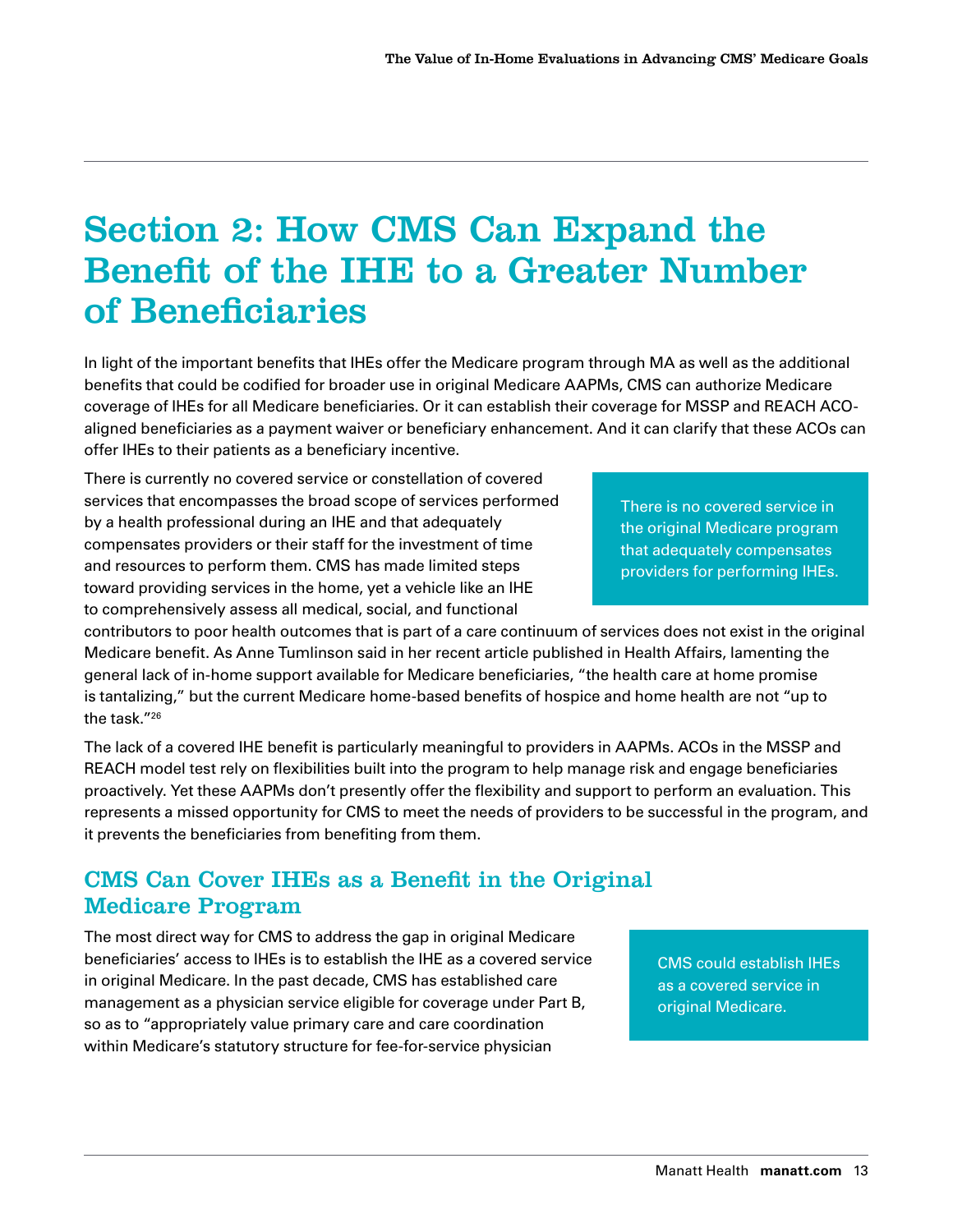# Section 2: How CMS Can Expand the Benefit of the IHE to a Greater Number of Beneficiaries

In light of the important benefits that IHEs offer the Medicare program through MA as well as the additional benefits that could be codified for broader use in original Medicare AAPMs, CMS can authorize Medicare coverage of IHEs for all Medicare beneficiaries. Or it can establish their coverage for MSSP and REACH ACO-aligned beneficiaries as a payment waiver or beneficiary enhancement. And it can clarify that these ACOs can offer IHEs to their patients as a beneficiary incentive.

There is currently no covered service or constellation of covered services that encompasses the broad scope of services performed by a health professional during an IHE and that adequately compensates providers or their staff for the investment of time and resources to perform them. CMS has made limited steps toward providing services in the home, yet a vehicle like an IHE to comprehensively assess all medical, social, and functional contributors to poor health outcomes that is part of a care continuum of services does not exist in the original Medicare benefit. As Anne Tumlinson said in her recent article published in Health Affairs, lamenting the general lack of in-home support available for Medicare beneficiaries, "the health care at home promise is tantalizing," but the current Medicare home-based benefits of hospice and home health are not "up to the task."[26]

> There is no covered service in the original Medicare program that adequately compensates providers for performing IHEs.

The lack of a covered IHE benefit is particularly meaningful to providers in AAPMs. ACOs in the MSSP and REACH model test rely on flexibilities built into the program to help manage risk and engage beneficiaries proactively. Yet these AAPMs don't presently offer the flexibility and support to perform an evaluation. This represents a missed opportunity for CMS to meet the needs of providers to be successful in the program, and it prevents the beneficiaries from benefiting from them.

## CMS Can Cover IHEs as a Benefit in the Original Medicare Program

The most direct way for CMS to address the gap in original Medicare beneficiaries' access to IHEs is to establish the IHE as a covered service in original Medicare. In the past decade, CMS has established care management as a physician service eligible for coverage under Part B, so as to "appropriately value primary care and care coordination within Medicare's statutory structure for fee-for-service physician

> CMS could establish IHEs as a covered service in original Medicare.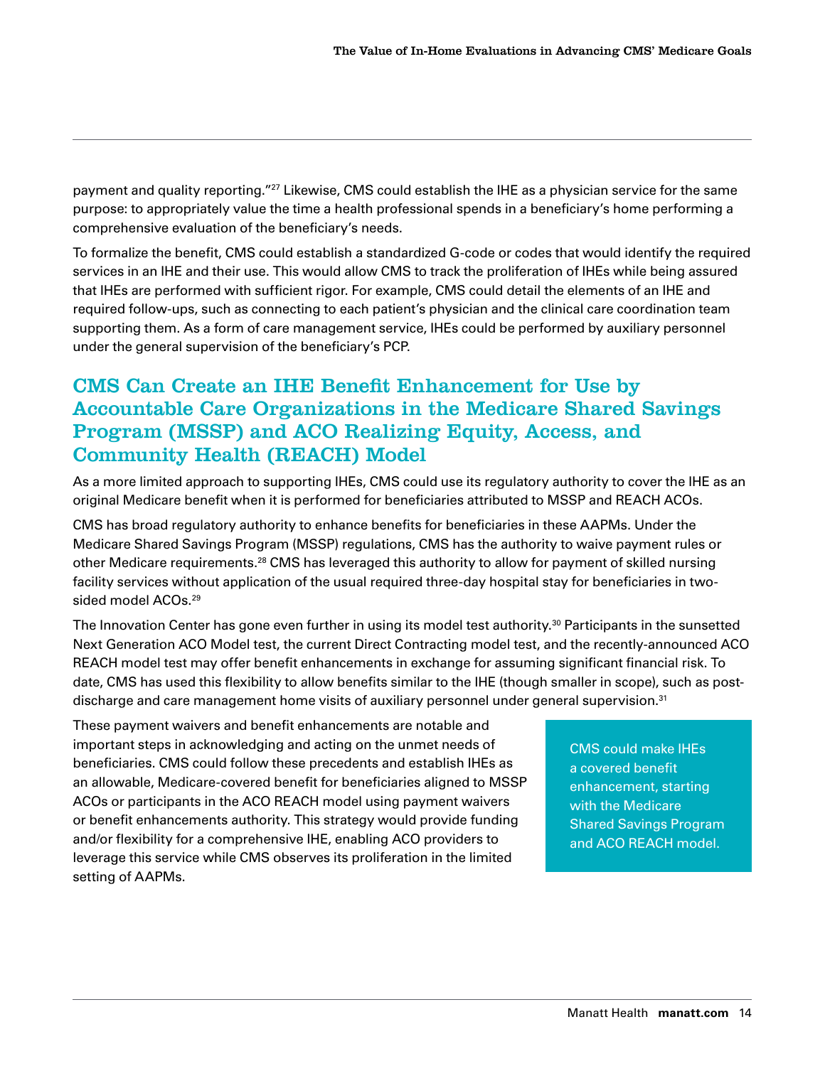payment and quality reporting."[27] Likewise, CMS could establish the IHE as a physician service for the same purpose: to appropriately value the time a health professional spends in a beneficiary's home performing a comprehensive evaluation of the beneficiary's needs.

To formalize the benefit, CMS could establish a standardized G-code or codes that would identify the required services in an IHE and their use. This would allow CMS to track the proliferation of IHEs while being assured that IHEs are performed with sufficient rigor. For example, CMS could detail the elements of an IHE and required follow-ups, such as connecting to each patient's physician and the clinical care coordination team supporting them. As a form of care management service, IHEs could be performed by auxiliary personnel under the general supervision of the beneficiary's PCP.

## CMS Can Create an IHE Benefit Enhancement for Use by Accountable Care Organizations in the Medicare Shared Savings Program (MSSP) and ACO Realizing Equity, Access, and Community Health (REACH) Model

As a more limited approach to supporting IHEs, CMS could use its regulatory authority to cover the IHE as an original Medicare benefit when it is performed for beneficiaries attributed to MSSP and REACH ACOs.

CMS has broad regulatory authority to enhance benefits for beneficiaries in these AAPMs. Under the Medicare Shared Savings Program (MSSP) regulations, CMS has the authority to waive payment rules or other Medicare requirements.[28] CMS has leveraged this authority to allow for payment of skilled nursing facility services without application of the usual required three-day hospital stay for beneficiaries in two-sided model ACOs.[29]

The Innovation Center has gone even further in using its model test authority.[30] Participants in the sunsetted Next Generation ACO Model test, the current Direct Contracting model test, and the recently-announced ACO REACH model test may offer benefit enhancements in exchange for assuming significant financial risk. To date, CMS has used this flexibility to allow benefits similar to the IHE (though smaller in scope), such as post-discharge and care management home visits of auxiliary personnel under general supervision.[31]

These payment waivers and benefit enhancements are notable and important steps in acknowledging and acting on the unmet needs of beneficiaries. CMS could follow these precedents and establish IHEs as an allowable, Medicare-covered benefit for beneficiaries aligned to MSSP ACOs or participants in the ACO REACH model using payment waivers or benefit enhancements authority. This strategy would provide funding and/or flexibility for a comprehensive IHE, enabling ACO providers to leverage this service while CMS observes its proliferation in the limited setting of AAPMs.

> CMS could make IHEs a covered benefit enhancement, starting with the Medicare Shared Savings Program and ACO REACH model.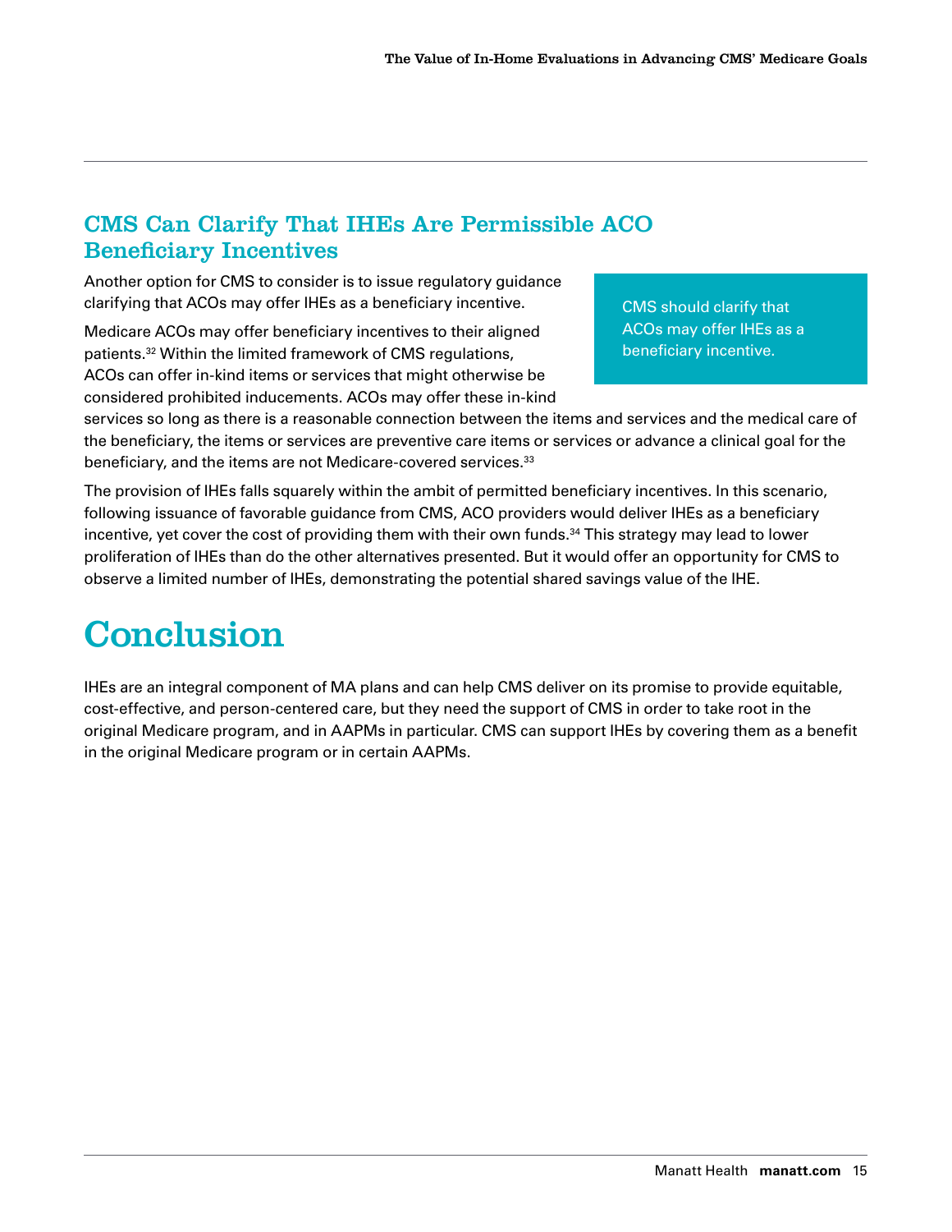## CMS Can Clarify That IHEs Are Permissible ACO Beneficiary Incentives

Another option for CMS to consider is to issue regulatory guidance clarifying that ACOs may offer IHEs as a beneficiary incentive.

> CMS should clarify that ACOs may offer IHEs as a beneficiary incentive.

Medicare ACOs may offer beneficiary incentives to their aligned patients.[32] Within the limited framework of CMS regulations, ACOs can offer in-kind items or services that might otherwise be considered prohibited inducements. ACOs may offer these in-kind services so long as there is a reasonable connection between the items and services and the medical care of the beneficiary, the items or services are preventive care items or services or advance a clinical goal for the beneficiary, and the items are not Medicare-covered services.[33]

The provision of IHEs falls squarely within the ambit of permitted beneficiary incentives. In this scenario, following issuance of favorable guidance from CMS, ACO providers would deliver IHEs as a beneficiary incentive, yet cover the cost of providing them with their own funds.[34] This strategy may lead to lower proliferation of IHEs than do the other alternatives presented. But it would offer an opportunity for CMS to observe a limited number of IHEs, demonstrating the potential shared savings value of the IHE.

# Conclusion

IHEs are an integral component of MA plans and can help CMS deliver on its promise to provide equitable, cost-effective, and person-centered care, but they need the support of CMS in order to take root in the original Medicare program, and in AAPMs in particular. CMS can support IHEs by covering them as a benefit in the original Medicare program or in certain AAPMs.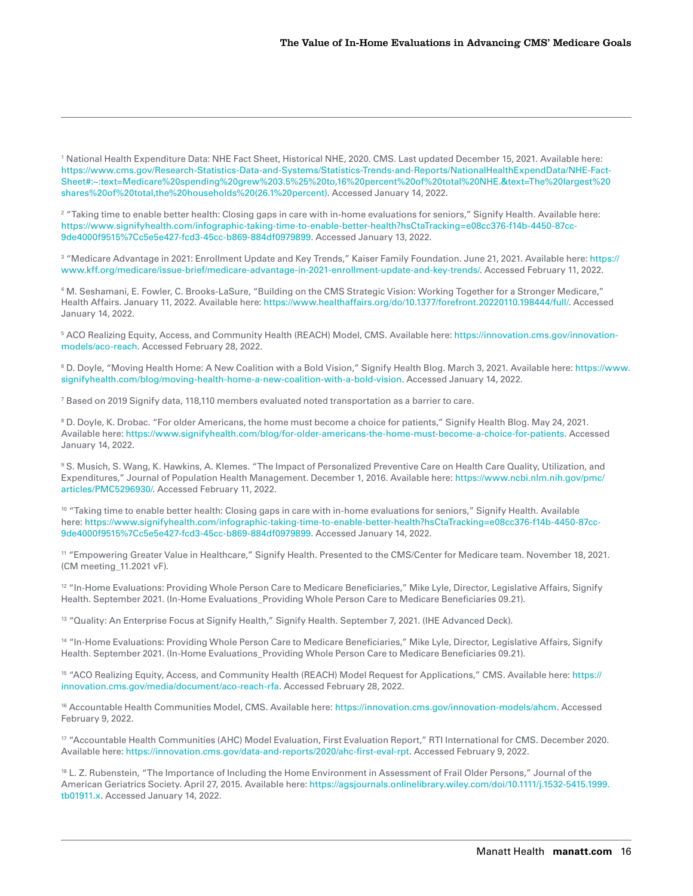[1] National Health Expenditure Data: NHE Fact Sheet, Historical NHE, 2020. CMS. Last updated December 15, 2021. Available here: https://www.cms.gov/Research-Statistics-Data-and-Systems/Statistics-Trends-and-Reports/NationalHealthExpendData/NHE-Fact-Sheet#:~:text=Medicare%20spending%20grew%203.5%25%20to,16%20percent%20of%20total%20NHE.&text=The%20largest%20shares%20of%20total,the%20households%20(26.1%20percent). Accessed January 14, 2022.

[2] "Taking time to enable better health: Closing gaps in care with in-home evaluations for seniors," Signify Health. Available here: https://www.signifyhealth.com/infographic-taking-time-to-enable-better-health?hsCtaTracking=e08cc376-f14b-4450-87cc-9de4000f9515%7Cc5e5e427-fcd3-45cc-b869-884df0979899. Accessed January 13, 2022.

[3] "Medicare Advantage in 2021: Enrollment Update and Key Trends," Kaiser Family Foundation. June 21, 2021. Available here: https://www.kff.org/medicare/issue-brief/medicare-advantage-in-2021-enrollment-update-and-key-trends/. Accessed February 11, 2022.

[4] M. Seshamani, E. Fowler, C. Brooks-LaSure, "Building on the CMS Strategic Vision: Working Together for a Stronger Medicare," Health Affairs. January 11, 2022. Available here: https://www.healthaffairs.org/do/10.1377/forefront.20220110.198444/full/. Accessed January 14, 2022.

[5] ACO Realizing Equity, Access, and Community Health (REACH) Model, CMS. Available here: https://innovation.cms.gov/innovation-models/aco-reach. Accessed February 28, 2022.

[6] D. Doyle, "Moving Health Home: A New Coalition with a Bold Vision," Signify Health Blog. March 3, 2021. Available here: https://www.signifyhealth.com/blog/moving-health-home-a-new-coalition-with-a-bold-vision. Accessed January 14, 2022.

[7] Based on 2019 Signify data, 118,110 members evaluated noted transportation as a barrier to care.

[8] D. Doyle, K. Drobac. "For older Americans, the home must become a choice for patients," Signify Health Blog. May 24, 2021. Available here: https://www.signifyhealth.com/blog/for-older-americans-the-home-must-become-a-choice-for-patients. Accessed January 14, 2022.

[9] S. Musich, S. Wang, K. Hawkins, A. Klemes. "The Impact of Personalized Preventive Care on Health Care Quality, Utilization, and Expenditures," Journal of Population Health Management. December 1, 2016. Available here: https://www.ncbi.nlm.nih.gov/pmc/articles/PMC5296930/. Accessed February 11, 2022.

[10] "Taking time to enable better health: Closing gaps in care with in-home evaluations for seniors," Signify Health. Available here: https://www.signifyhealth.com/infographic-taking-time-to-enable-better-health?hsCtaTracking=e08cc376-f14b-4450-87cc-9de4000f9515%7Cc5e5e427-fcd3-45cc-b869-884df0979899. Accessed January 14, 2022.

[11] "Empowering Greater Value in Healthcare," Signify Health. Presented to the CMS/Center for Medicare team. November 18, 2021. (CM meeting_11.2021 vF).

[12] "In-Home Evaluations: Providing Whole Person Care to Medicare Beneficiaries," Mike Lyle, Director, Legislative Affairs, Signify Health. September 2021. (In-Home Evaluations_Providing Whole Person Care to Medicare Beneficiaries 09.21).

[13] "Quality: An Enterprise Focus at Signify Health," Signify Health. September 7, 2021. (IHE Advanced Deck).

[14] "In-Home Evaluations: Providing Whole Person Care to Medicare Beneficiaries," Mike Lyle, Director, Legislative Affairs, Signify Health. September 2021. (In-Home Evaluations_Providing Whole Person Care to Medicare Beneficiaries 09.21).

[15] "ACO Realizing Equity, Access, and Community Health (REACH) Model Request for Applications," CMS. Available here: https://innovation.cms.gov/media/document/aco-reach-rfa. Accessed February 28, 2022.

[16] Accountable Health Communities Model, CMS. Available here: https://innovation.cms.gov/innovation-models/ahcm. Accessed February 9, 2022.

[17] "Accountable Health Communities (AHC) Model Evaluation, First Evaluation Report," RTI International for CMS. December 2020. Available here: https://innovation.cms.gov/data-and-reports/2020/ahc-first-eval-rpt. Accessed February 9, 2022.

[18] L. Z. Rubenstein, "The Importance of Including the Home Environment in Assessment of Frail Older Persons," Journal of the American Geriatrics Society. April 27, 2015. Available here: https://agsjournals.onlinelibrary.wiley.com/doi/10.1111/j.1532-5415.1999.tb01911.x. Accessed January 14, 2022.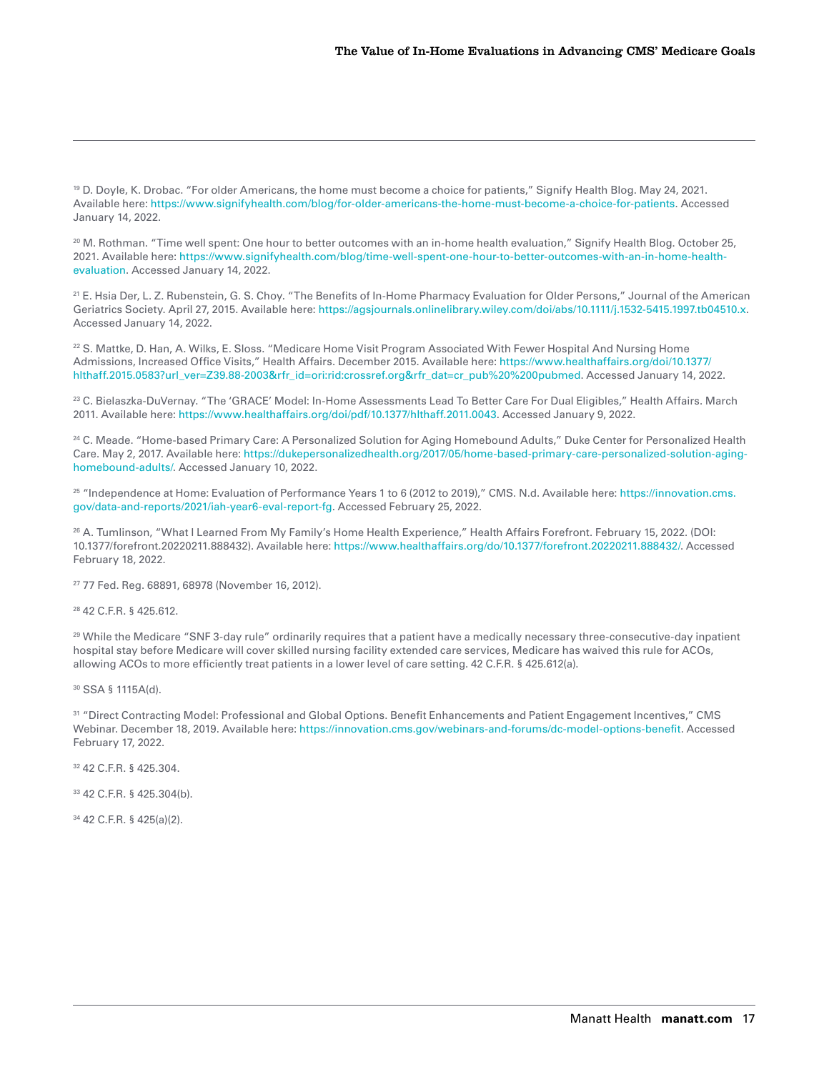[19] D. Doyle, K. Drobac. "For older Americans, the home must become a choice for patients," Signify Health Blog. May 24, 2021. Available here: https://www.signifyhealth.com/blog/for-older-americans-the-home-must-become-a-choice-for-patients. Accessed January 14, 2022.

[20] M. Rothman. "Time well spent: One hour to better outcomes with an in-home health evaluation," Signify Health Blog. October 25, 2021. Available here: https://www.signifyhealth.com/blog/time-well-spent-one-hour-to-better-outcomes-with-an-in-home-health-evaluation. Accessed January 14, 2022.

[21] E. Hsia Der, L. Z. Rubenstein, G. S. Choy. "The Benefits of In-Home Pharmacy Evaluation for Older Persons," Journal of the American Geriatrics Society. April 27, 2015. Available here: https://agsjournals.onlinelibrary.wiley.com/doi/abs/10.1111/j.1532-5415.1997.tb04510.x. Accessed January 14, 2022.

[22] S. Mattke, D. Han, A. Wilks, E. Sloss. "Medicare Home Visit Program Associated With Fewer Hospital And Nursing Home Admissions, Increased Office Visits," Health Affairs. December 2015. Available here: https://www.healthaffairs.org/doi/10.1377/hlthaff.2015.0583?url_ver=Z39.88-2003&rfr_id=ori:rid:crossref.org&rfr_dat=cr_pub%20%200pubmed. Accessed January 14, 2022.

[23] C. Bielaszka-DuVernay. "The 'GRACE' Model: In-Home Assessments Lead To Better Care For Dual Eligibles," Health Affairs. March 2011. Available here: https://www.healthaffairs.org/doi/pdf/10.1377/hlthaff.2011.0043. Accessed January 9, 2022.

[24] C. Meade. "Home-based Primary Care: A Personalized Solution for Aging Homebound Adults," Duke Center for Personalized Health Care. May 2, 2017. Available here: https://dukepersonalizedhealth.org/2017/05/home-based-primary-care-personalized-solution-aging-homebound-adults/. Accessed January 10, 2022.

[25] "Independence at Home: Evaluation of Performance Years 1 to 6 (2012 to 2019)," CMS. N.d. Available here: https://innovation.cms.gov/data-and-reports/2021/iah-year6-eval-report-fg. Accessed February 25, 2022.

[26] A. Tumlinson, "What I Learned From My Family's Home Health Experience," Health Affairs Forefront. February 15, 2022. (DOI: 10.1377/forefront.20220211.888432). Available here: https://www.healthaffairs.org/do/10.1377/forefront.20220211.888432/. Accessed February 18, 2022.

[27] 77 Fed. Reg. 68891, 68978 (November 16, 2012).

[28] 42 C.F.R. § 425.612.

[29] While the Medicare "SNF 3-day rule" ordinarily requires that a patient have a medically necessary three-consecutive-day inpatient hospital stay before Medicare will cover skilled nursing facility extended care services, Medicare has waived this rule for ACOs, allowing ACOs to more efficiently treat patients in a lower level of care setting. 42 C.F.R. § 425.612(a).

[30] SSA § 1115A(d).

[31] "Direct Contracting Model: Professional and Global Options. Benefit Enhancements and Patient Engagement Incentives," CMS Webinar. December 18, 2019. Available here: https://innovation.cms.gov/webinars-and-forums/dc-model-options-benefit. Accessed February 17, 2022.

[32] 42 C.F.R. § 425.304.

[33] 42 C.F.R. § 425.304(b).

[34] 42 C.F.R. § 425(a)(2).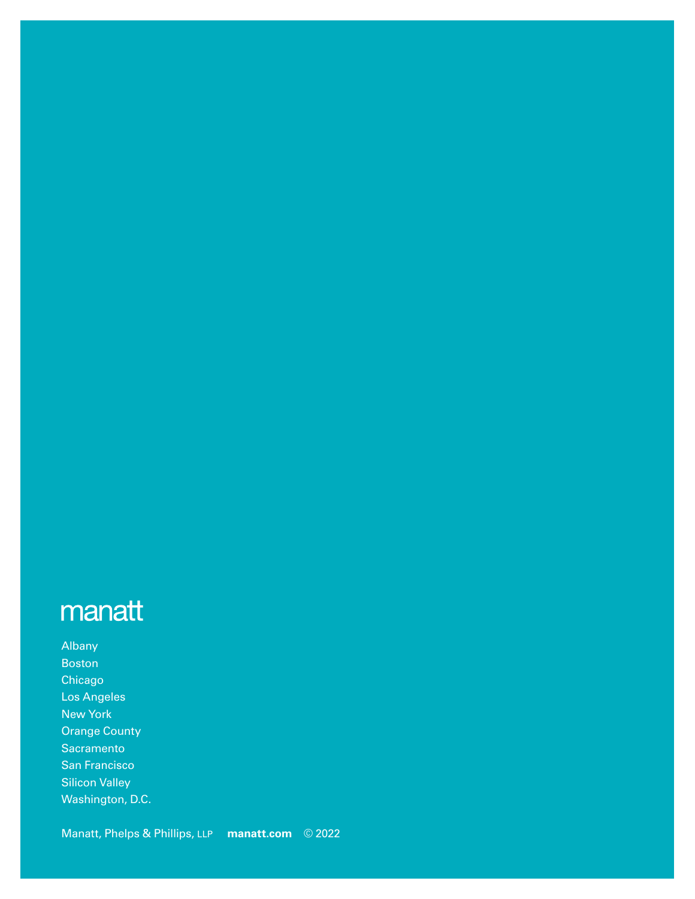manatt

Albany
Boston
Chicago
Los Angeles
New York
Orange County
Sacramento
San Francisco
Silicon Valley
Washington, D.C.

Manatt, Phelps & Phillips, LLP **manatt.com** © 2022